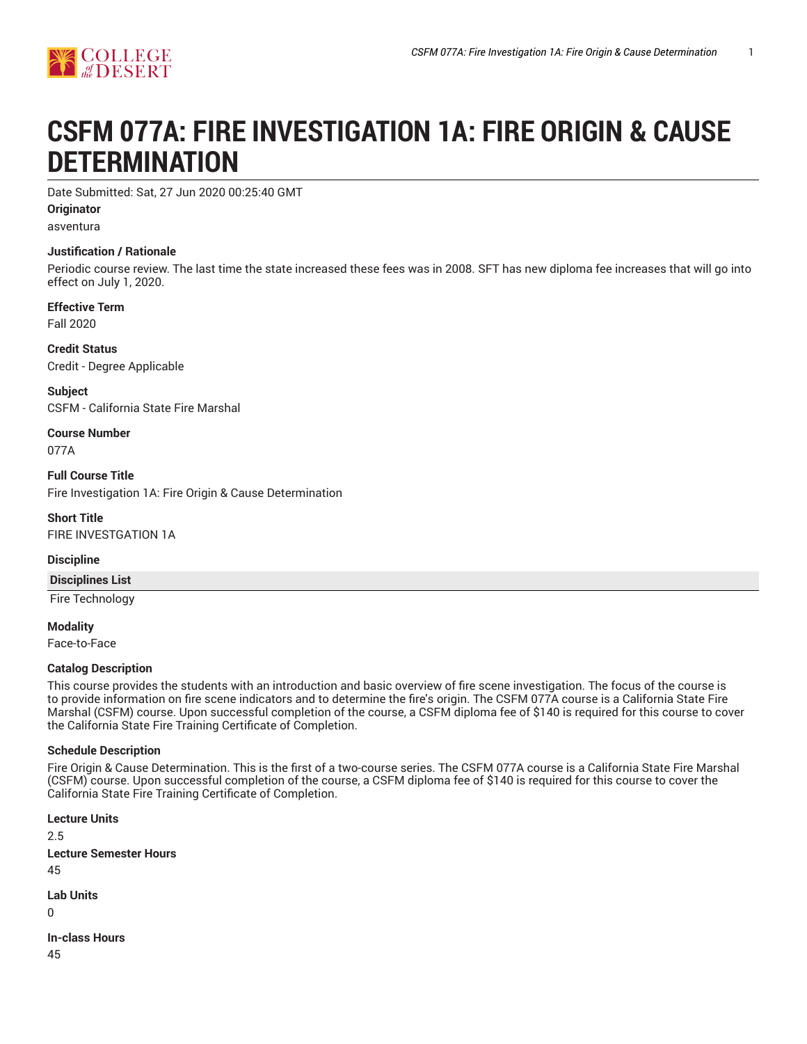# CSFM 077A: FIRE INVESTIGATION 1A: FIRE ORIGIN & CAUSE DETERMINATION

Date Submitted: Sat, 27 Jun 2020 00:25:40 GMT

**Originator**

asventura

**Justification / Rationale**

Periodic course review. The last time the state increased these fees was in 2008. SFT has new diploma fee increases that will go into effect on July 1, 2020.

**Effective Term**

Fall 2020

**Credit Status**

Credit - Degree Applicable

**Subject**

CSFM - California State Fire Marshal

**Course Number**

077A

**Full Course Title**

Fire Investigation 1A: Fire Origin & Cause Determination

**Short Title**

FIRE INVESTGATION 1A

**Discipline**

| Disciplines List |
| --- |
| Fire Technology |

**Modality**

Face-to-Face

**Catalog Description**

This course provides the students with an introduction and basic overview of fire scene investigation. The focus of the course is to provide information on fire scene indicators and to determine the fire's origin. The CSFM 077A course is a California State Fire Marshal (CSFM) course. Upon successful completion of the course, a CSFM diploma fee of $140 is required for this course to cover the California State Fire Training Certificate of Completion.

**Schedule Description**

Fire Origin & Cause Determination. This is the first of a two-course series. The CSFM 077A course is a California State Fire Marshal (CSFM) course. Upon successful completion of the course, a CSFM diploma fee of $140 is required for this course to cover the California State Fire Training Certificate of Completion.

**Lecture Units**

2.5

**Lecture Semester Hours**

45

**Lab Units**

0

**In-class Hours**

45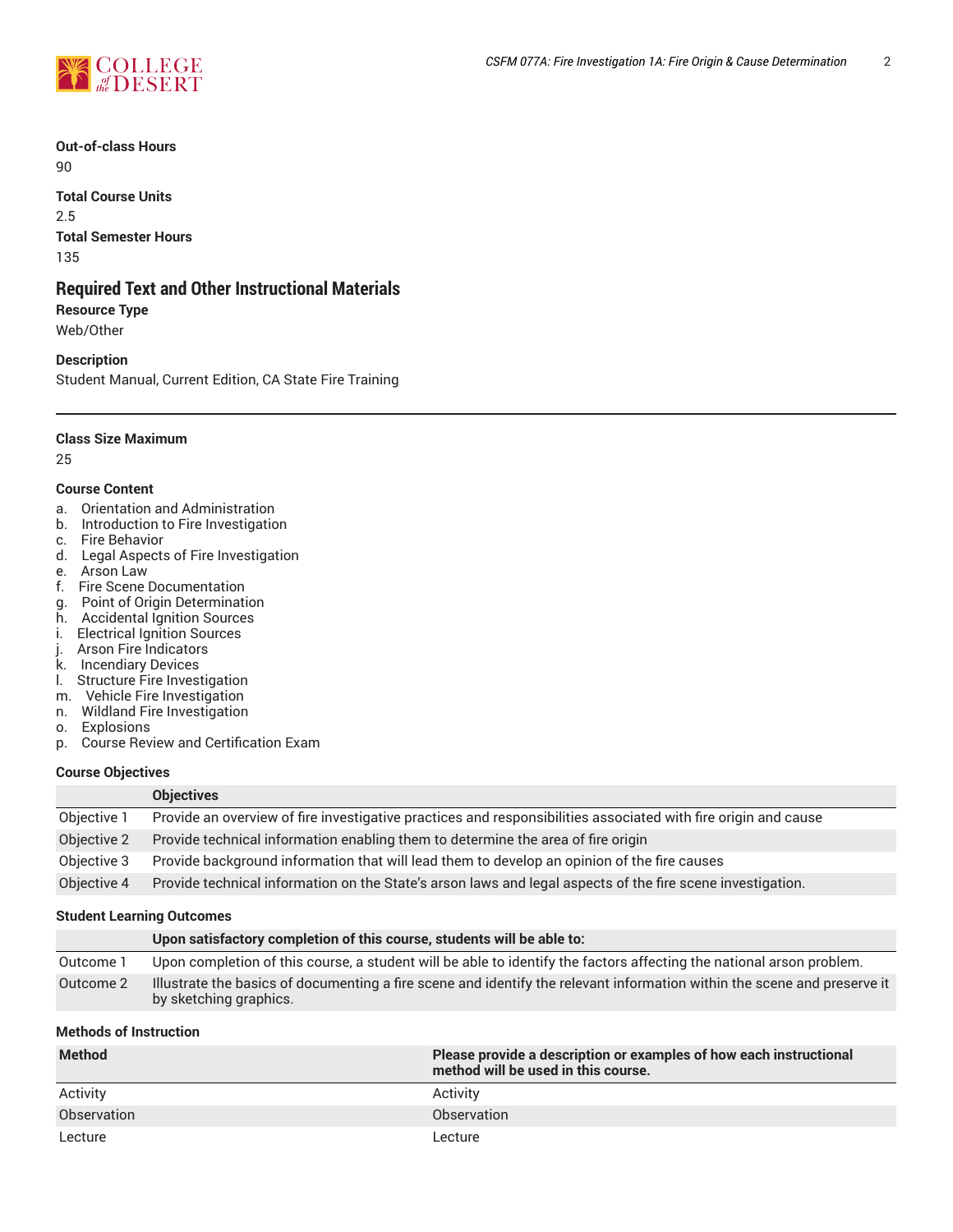**Out-of-class Hours**

90

**Total Course Units**

2.5

**Total Semester Hours**

135

## Required Text and Other Instructional Materials

**Resource Type**

Web/Other

**Description**

Student Manual, Current Edition, CA State Fire Training

---

**Class Size Maximum**

25

**Course Content**

a. Orientation and Administration
b. Introduction to Fire Investigation
c. Fire Behavior
d. Legal Aspects of Fire Investigation
e. Arson Law
f. Fire Scene Documentation
g. Point of Origin Determination
h. Accidental Ignition Sources
i. Electrical Ignition Sources
j. Arson Fire Indicators
k. Incendiary Devices
l. Structure Fire Investigation
m. Vehicle Fire Investigation
n. Wildland Fire Investigation
o. Explosions
p. Course Review and Certification Exam

**Course Objectives**

| | Objectives |
|---|---|
| Objective 1 | Provide an overview of fire investigative practices and responsibilities associated with fire origin and cause |
| Objective 2 | Provide technical information enabling them to determine the area of fire origin |
| Objective 3 | Provide background information that will lead them to develop an opinion of the fire causes |
| Objective 4 | Provide technical information on the State's arson laws and legal aspects of the fire scene investigation. |

**Student Learning Outcomes**

| | Upon satisfactory completion of this course, students will be able to: |
|---|---|
| Outcome 1 | Upon completion of this course, a student will be able to identify the factors affecting the national arson problem. |
| Outcome 2 | Illustrate the basics of documenting a fire scene and identify the relevant information within the scene and preserve it by sketching graphics. |

**Methods of Instruction**

| Method | Please provide a description or examples of how each instructional method will be used in this course. |
|---|---|
| Activity | Activity |
| Observation | Observation |
| Lecture | Lecture |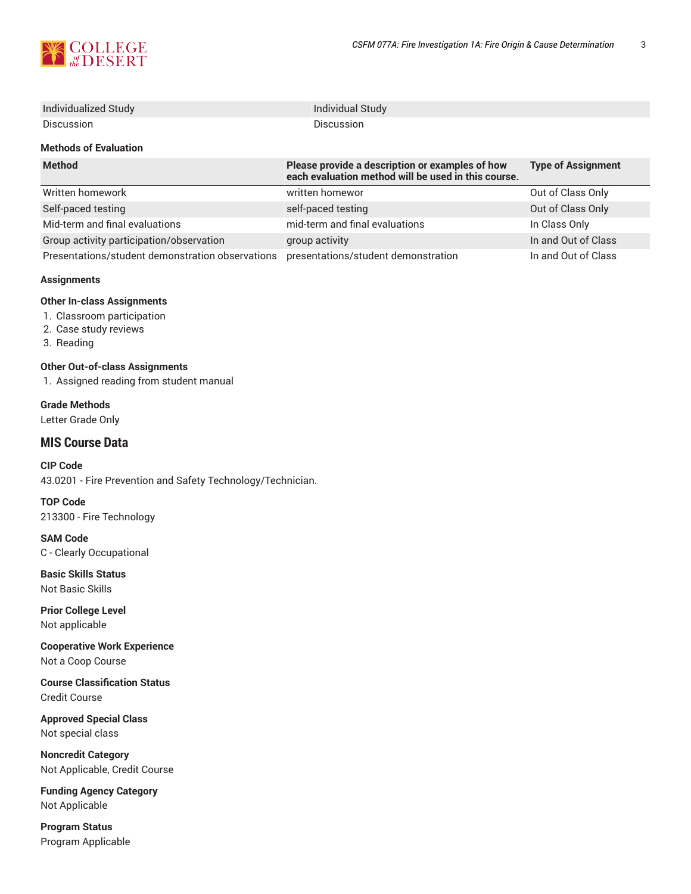| Individualized Study | Individual Study |
|---|---|
| Discussion | Discussion |

**Methods of Evaluation**

| Method | Please provide a description or examples of how each evaluation method will be used in this course. | Type of Assignment |
|---|---|---|
| Written homework | written homewor | Out of Class Only |
| Self-paced testing | self-paced testing | Out of Class Only |
| Mid-term and final evaluations | mid-term and final evaluations | In Class Only |
| Group activity participation/observation | group activity | In and Out of Class |
| Presentations/student demonstration observations | presentations/student demonstration | In and Out of Class |

**Assignments**

**Other In-class Assignments**

1. Classroom participation
2. Case study reviews
3. Reading

**Other Out-of-class Assignments**

1. Assigned reading from student manual

**Grade Methods**

Letter Grade Only

## MIS Course Data

**CIP Code**

43.0201 - Fire Prevention and Safety Technology/Technician.

**TOP Code**

213300 - Fire Technology

**SAM Code**

C - Clearly Occupational

**Basic Skills Status**

Not Basic Skills

**Prior College Level**

Not applicable

**Cooperative Work Experience**

Not a Coop Course

**Course Classification Status**

Credit Course

**Approved Special Class**

Not special class

**Noncredit Category**

Not Applicable, Credit Course

**Funding Agency Category**

Not Applicable

**Program Status**

Program Applicable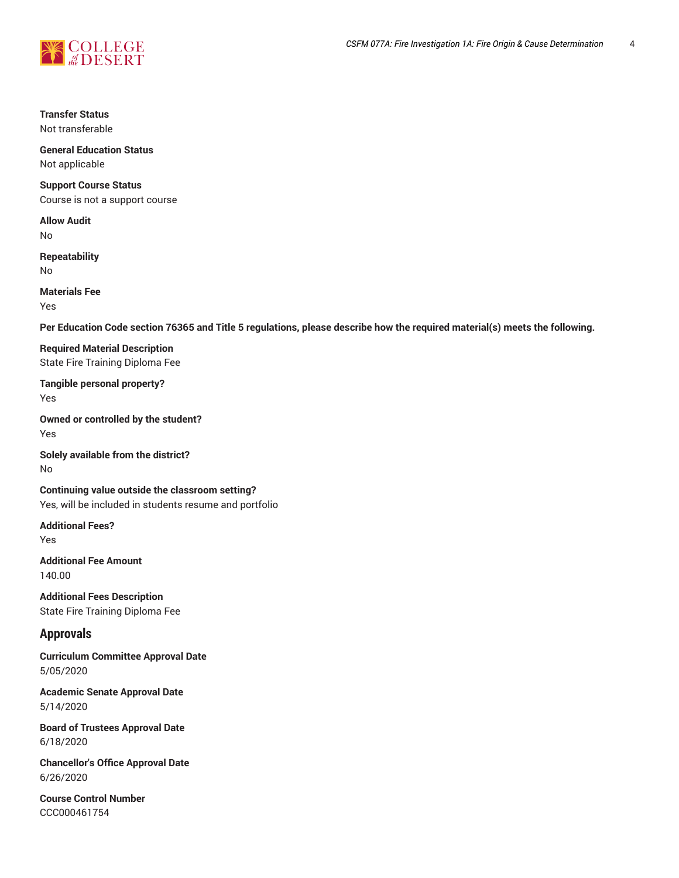**Transfer Status**
Not transferable

**General Education Status**
Not applicable

**Support Course Status**
Course is not a support course

**Allow Audit**
No

**Repeatability**
No

**Materials Fee**
Yes

**Per Education Code section 76365 and Title 5 regulations, please describe how the required material(s) meets the following.**

**Required Material Description**
State Fire Training Diploma Fee

**Tangible personal property?**
Yes

**Owned or controlled by the student?**
Yes

**Solely available from the district?**
No

**Continuing value outside the classroom setting?**
Yes, will be included in students resume and portfolio

**Additional Fees?**
Yes

**Additional Fee Amount**
140.00

**Additional Fees Description**
State Fire Training Diploma Fee

## Approvals

**Curriculum Committee Approval Date**
5/05/2020

**Academic Senate Approval Date**
5/14/2020

**Board of Trustees Approval Date**
6/18/2020

**Chancellor's Office Approval Date**
6/26/2020

**Course Control Number**
CCC000461754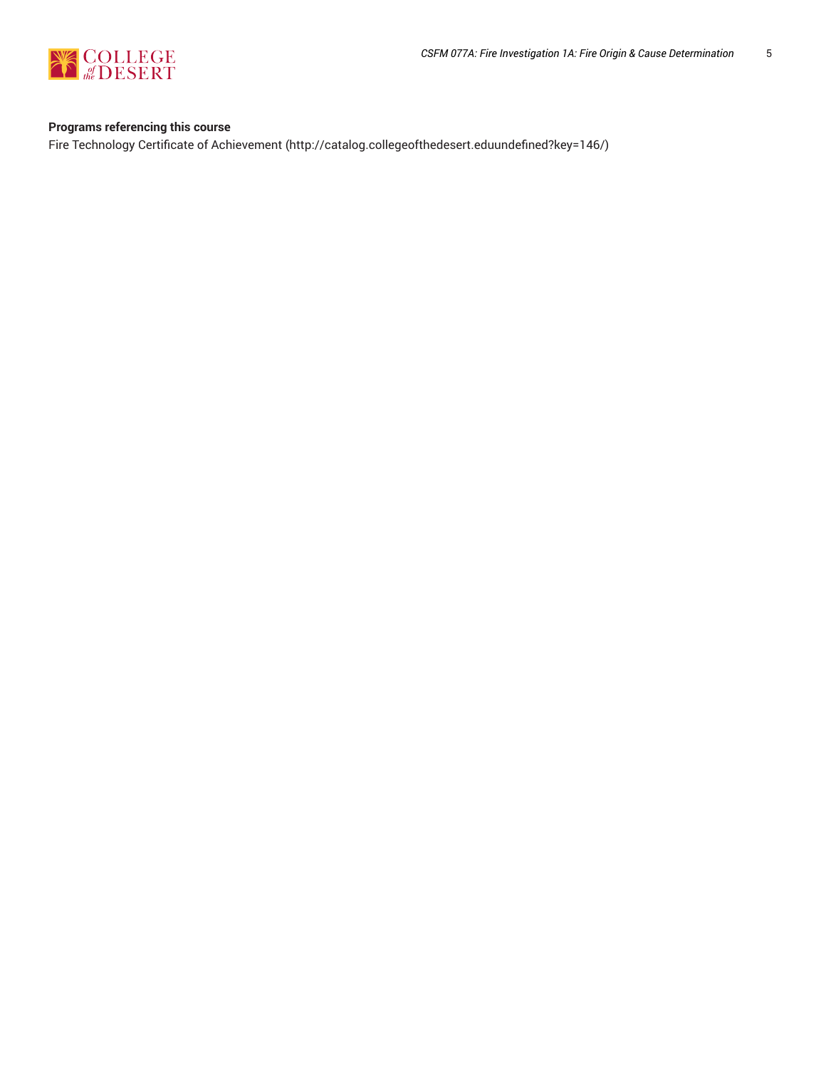**Programs referencing this course**

Fire Technology Certificate of Achievement (http://catalog.collegeofthedesert.eduundefined?key=146/)